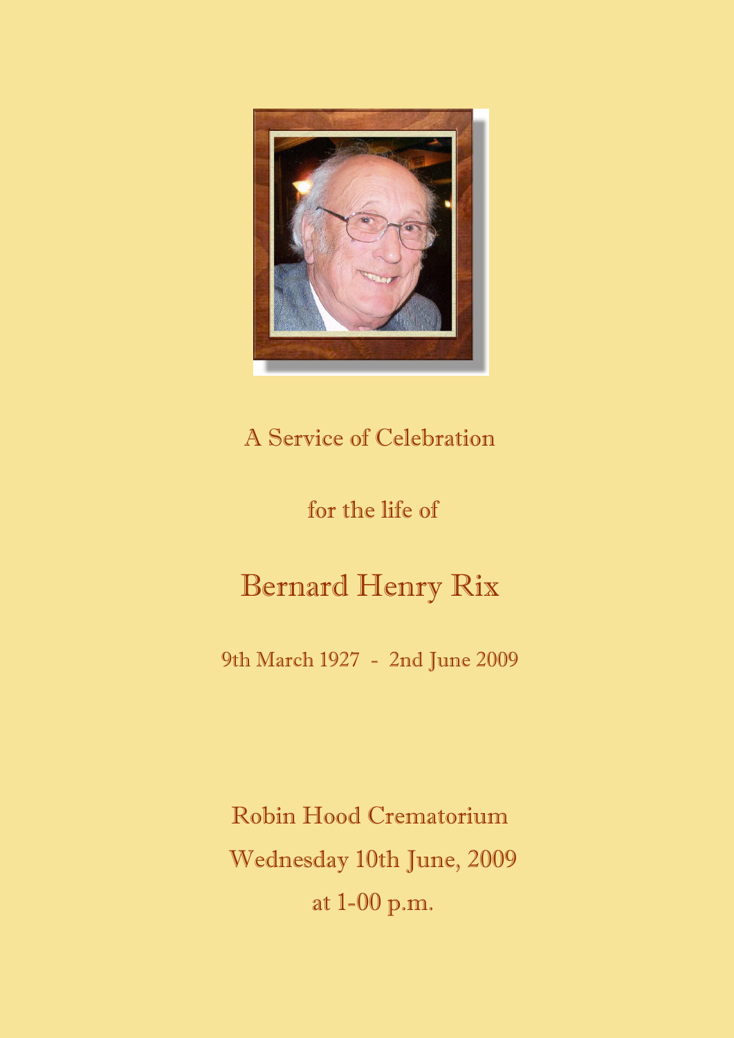A Service of Celebration

for the life of

# Bernard Henry Rix

9th March 1927 - 2nd June 2009

Robin Hood Crematorium

Wednesday 10th June, 2009

at 1-00 p.m.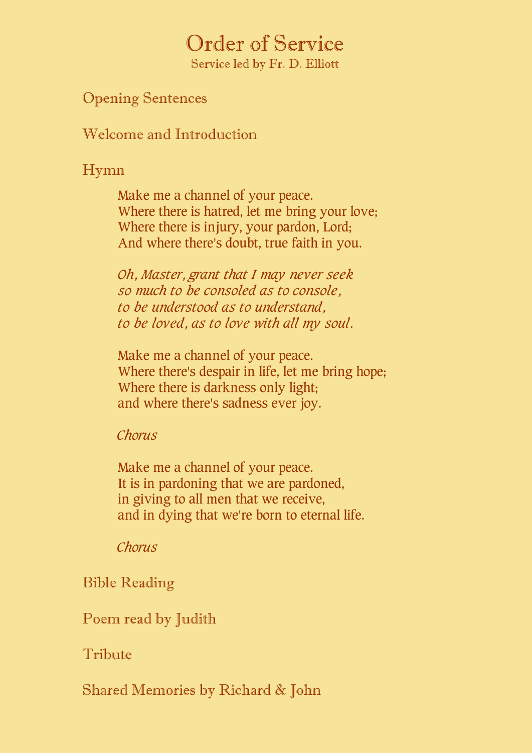# Order of Service

Service led by Fr. D. Elliott

## Opening Sentences

## Welcome and Introduction

## Hymn

Make me a channel of your peace.
Where there is hatred, let me bring your love;
Where there is injury, your pardon, Lord;
And where there's doubt, true faith in you.

*Oh, Master, grant that I may never seek*
*so much to be consoled as to console,*
*to be understood as to understand,*
*to be loved, as to love with all my soul.*

Make me a channel of your peace.
Where there's despair in life, let me bring hope;
Where there is darkness only light;
and where there's sadness ever joy.

*Chorus*

Make me a channel of your peace.
It is in pardoning that we are pardoned,
in giving to all men that we receive,
and in dying that we're born to eternal life.

*Chorus*

## Bible Reading

## Poem read by Judith

## Tribute

## Shared Memories by Richard & John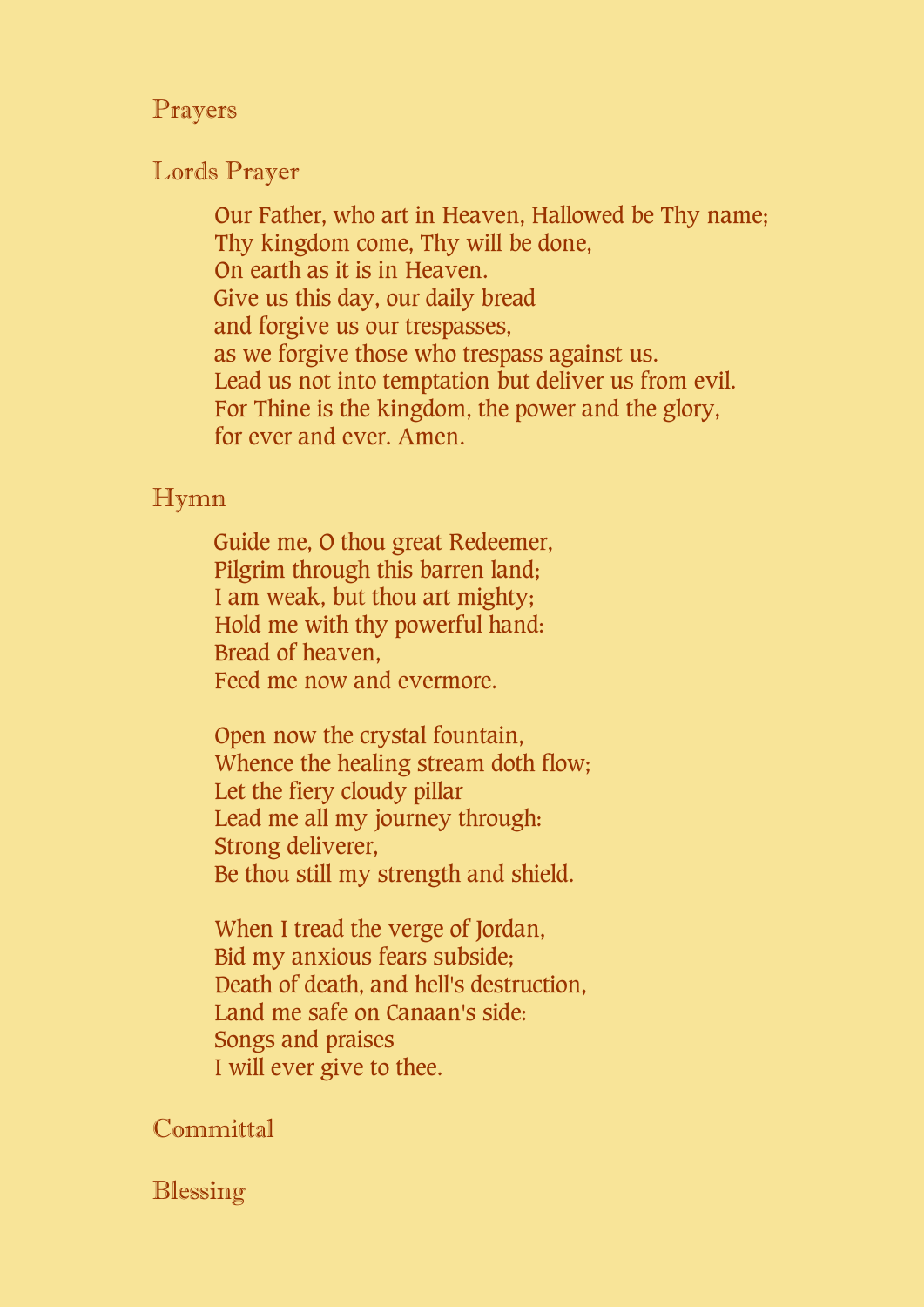## Prayers

## Lords Prayer

Our Father, who art in Heaven, Hallowed be Thy name;
Thy kingdom come, Thy will be done,
On earth as it is in Heaven.
Give us this day, our daily bread
and forgive us our trespasses,
as we forgive those who trespass against us.
Lead us not into temptation but deliver us from evil.
For Thine is the kingdom, the power and the glory,
for ever and ever. Amen.

## Hymn

Guide me, O thou great Redeemer,
Pilgrim through this barren land;
I am weak, but thou art mighty;
Hold me with thy powerful hand:
Bread of heaven,
Feed me now and evermore.

Open now the crystal fountain,
Whence the healing stream doth flow;
Let the fiery cloudy pillar
Lead me all my journey through:
Strong deliverer,
Be thou still my strength and shield.

When I tread the verge of Jordan,
Bid my anxious fears subside;
Death of death, and hell's destruction,
Land me safe on Canaan's side:
Songs and praises
I will ever give to thee.

## Committal

## Blessing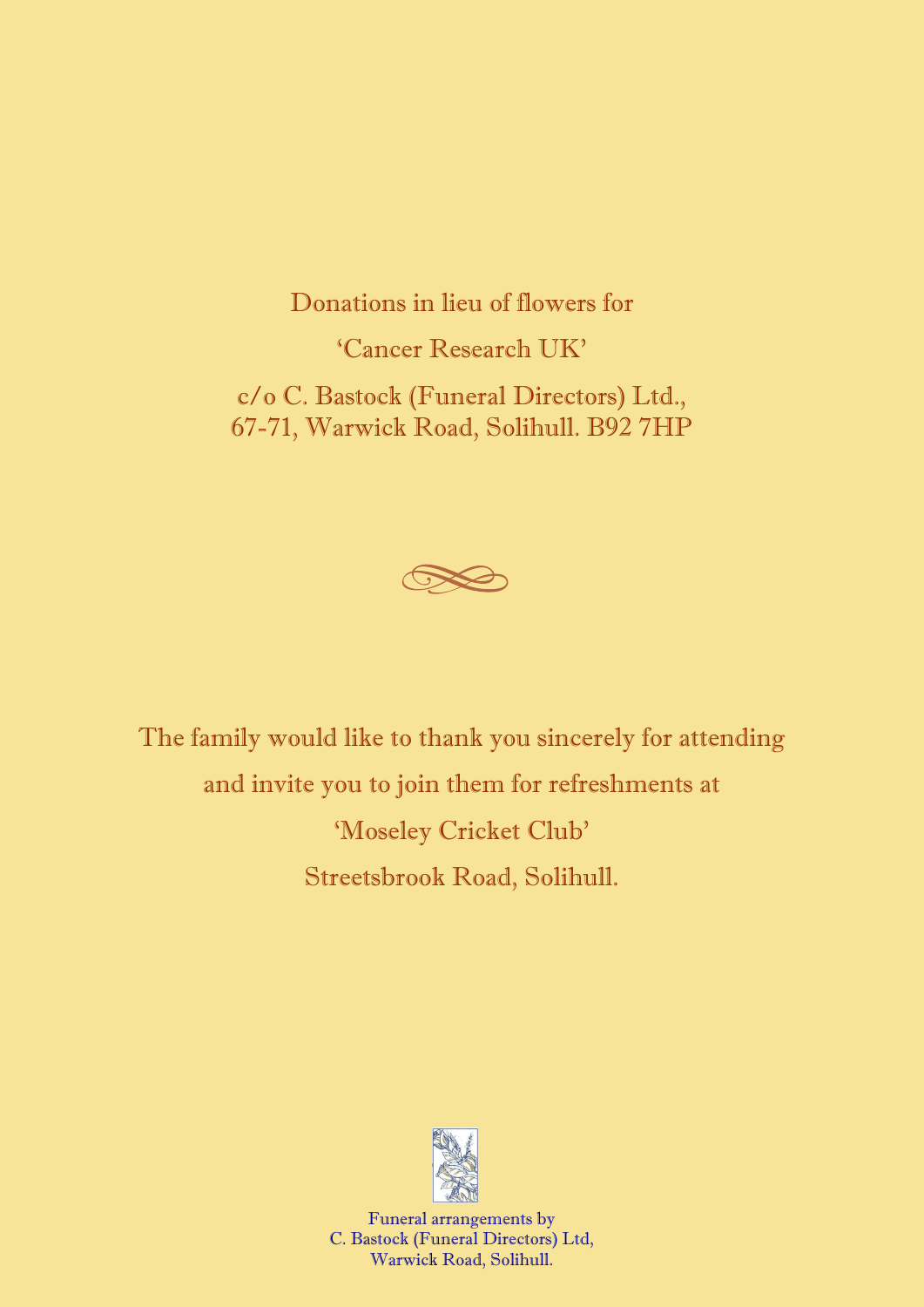Donations in lieu of flowers for

'Cancer Research UK'

c/o C. Bastock (Funeral Directors) Ltd.,
67-71, Warwick Road, Solihull. B92 7HP

The family would like to thank you sincerely for attending

and invite you to join them for refreshments at

'Moseley Cricket Club'

Streetsbrook Road, Solihull.

Funeral arrangements by
C. Bastock (Funeral Directors) Ltd,
Warwick Road, Solihull.